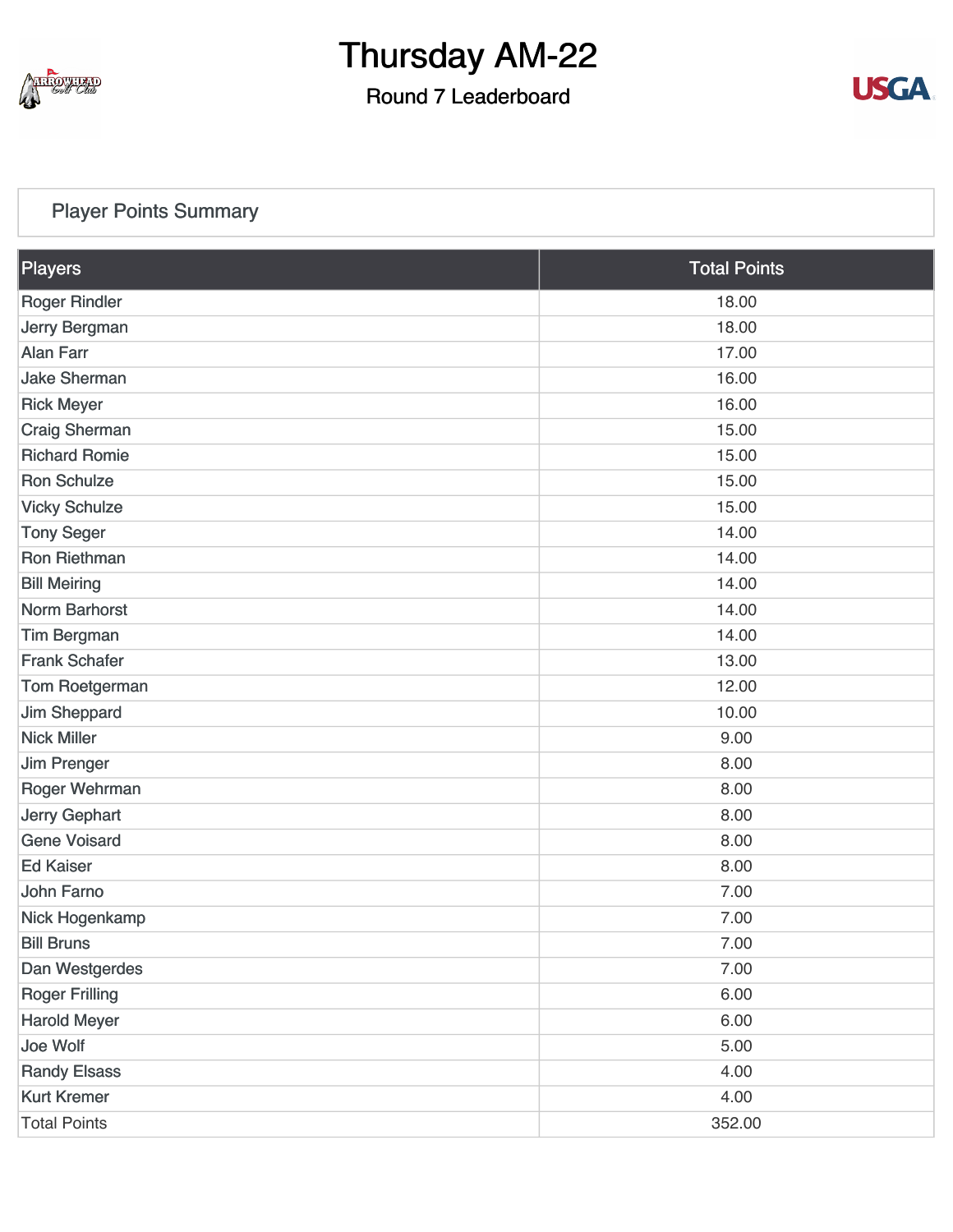# Thursday AM-22

## Round 7 Leaderboard

### Player Points Summary

| Players | Total Points |
|---|---|
| Roger Rindler | 18.00 |
| Jerry Bergman | 18.00 |
| Alan Farr | 17.00 |
| Jake Sherman | 16.00 |
| Rick Meyer | 16.00 |
| Craig Sherman | 15.00 |
| Richard Romie | 15.00 |
| Ron Schulze | 15.00 |
| Vicky Schulze | 15.00 |
| Tony Seger | 14.00 |
| Ron Riethman | 14.00 |
| Bill Meiring | 14.00 |
| Norm Barhorst | 14.00 |
| Tim Bergman | 14.00 |
| Frank Schafer | 13.00 |
| Tom Roetgerman | 12.00 |
| Jim Sheppard | 10.00 |
| Nick Miller | 9.00 |
| Jim Prenger | 8.00 |
| Roger Wehrman | 8.00 |
| Jerry Gephart | 8.00 |
| Gene Voisard | 8.00 |
| Ed Kaiser | 8.00 |
| John Farno | 7.00 |
| Nick Hogenkamp | 7.00 |
| Bill Bruns | 7.00 |
| Dan Westgerdes | 7.00 |
| Roger Frilling | 6.00 |
| Harold Meyer | 6.00 |
| Joe Wolf | 5.00 |
| Randy Elsass | 4.00 |
| Kurt Kremer | 4.00 |
| Total Points | 352.00 |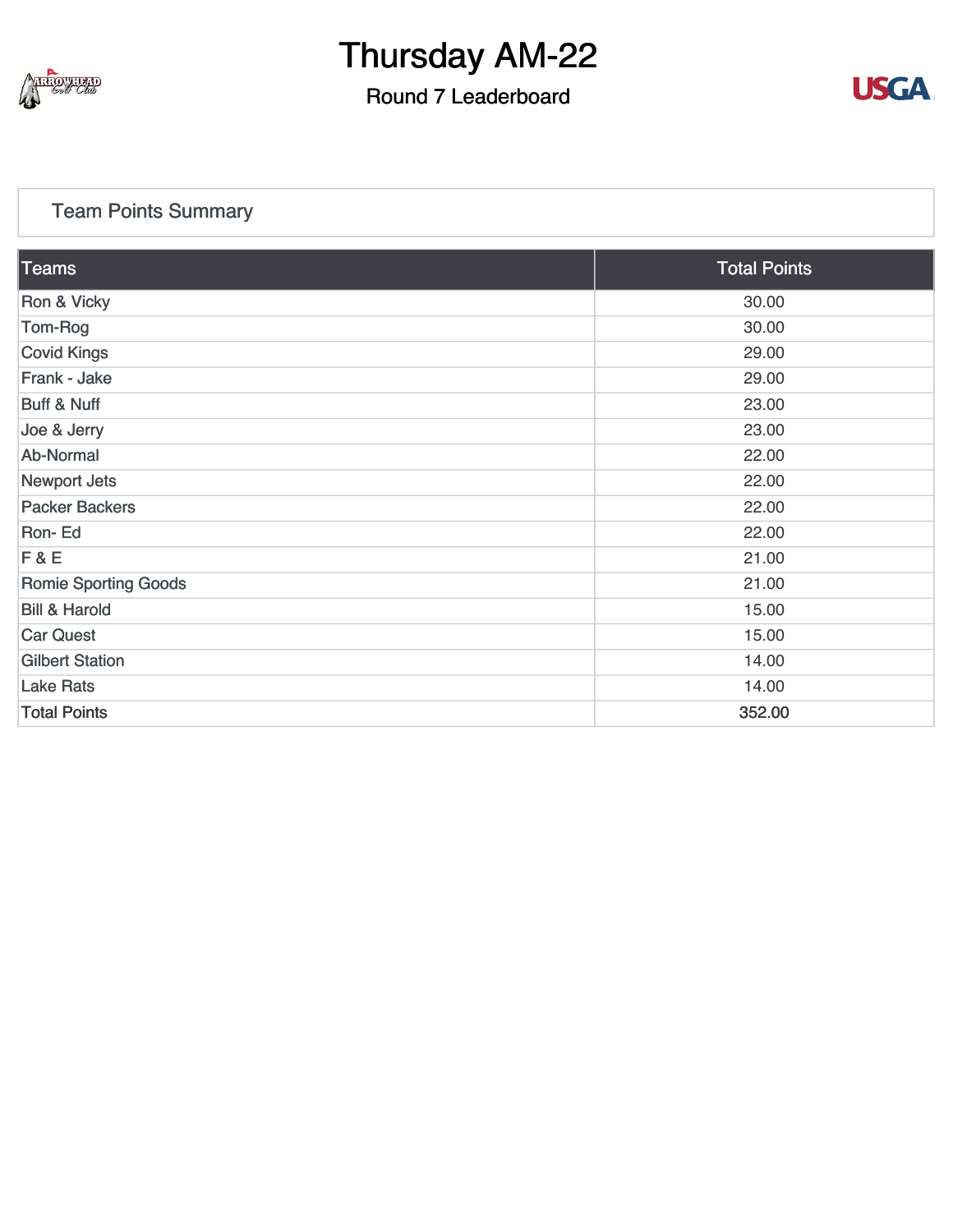# Thursday AM-22

## Round 7 Leaderboard

### Team Points Summary

| Teams | Total Points |
|---|---|
| Ron & Vicky | 30.00 |
| Tom-Rog | 30.00 |
| Covid Kings | 29.00 |
| Frank - Jake | 29.00 |
| Buff & Nuff | 23.00 |
| Joe & Jerry | 23.00 |
| Ab-Normal | 22.00 |
| Newport Jets | 22.00 |
| Packer Backers | 22.00 |
| Ron- Ed | 22.00 |
| F & E | 21.00 |
| Romie Sporting Goods | 21.00 |
| Bill & Harold | 15.00 |
| Car Quest | 15.00 |
| Gilbert Station | 14.00 |
| Lake Rats | 14.00 |
| Total Points | 352.00 |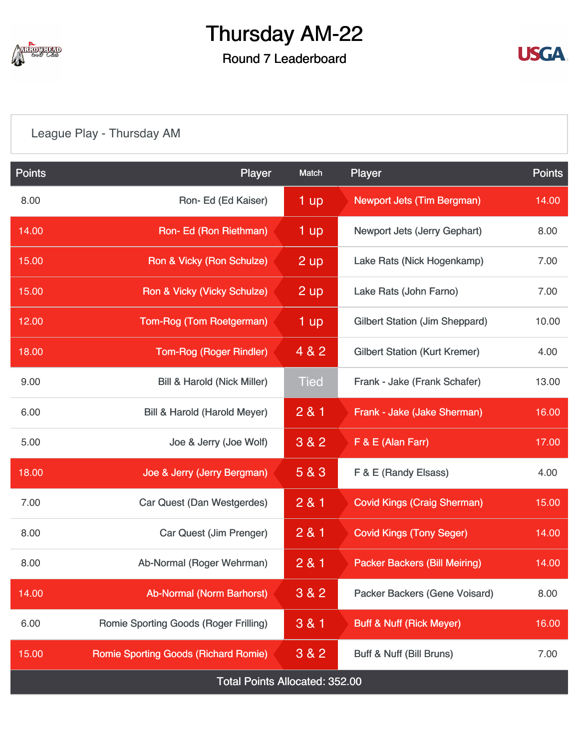# Thursday AM-22

## Round 7 Leaderboard

League Play - Thursday AM

| Points | Player | Match | Player | Points |
|---|---|---|---|---|
| 8.00 | Ron- Ed (Ed Kaiser) | 1 up | Newport Jets (Tim Bergman) | 14.00 |
| 14.00 | Ron- Ed (Ron Riethman) | 1 up | Newport Jets (Jerry Gephart) | 8.00 |
| 15.00 | Ron & Vicky (Ron Schulze) | 2 up | Lake Rats (Nick Hogenkamp) | 7.00 |
| 15.00 | Ron & Vicky (Vicky Schulze) | 2 up | Lake Rats (John Farno) | 7.00 |
| 12.00 | Tom-Rog (Tom Roetgerman) | 1 up | Gilbert Station (Jim Sheppard) | 10.00 |
| 18.00 | Tom-Rog (Roger Rindler) | 4 & 2 | Gilbert Station (Kurt Kremer) | 4.00 |
| 9.00 | Bill & Harold (Nick Miller) | Tied | Frank - Jake (Frank Schafer) | 13.00 |
| 6.00 | Bill & Harold (Harold Meyer) | 2 & 1 | Frank - Jake (Jake Sherman) | 16.00 |
| 5.00 | Joe & Jerry (Joe Wolf) | 3 & 2 | F & E (Alan Farr) | 17.00 |
| 18.00 | Joe & Jerry (Jerry Bergman) | 5 & 3 | F & E (Randy Elsass) | 4.00 |
| 7.00 | Car Quest (Dan Westgerdes) | 2 & 1 | Covid Kings (Craig Sherman) | 15.00 |
| 8.00 | Car Quest (Jim Prenger) | 2 & 1 | Covid Kings (Tony Seger) | 14.00 |
| 8.00 | Ab-Normal (Roger Wehrman) | 2 & 1 | Packer Backers (Bill Meiring) | 14.00 |
| 14.00 | Ab-Normal (Norm Barhorst) | 3 & 2 | Packer Backers (Gene Voisard) | 8.00 |
| 6.00 | Romie Sporting Goods (Roger Frilling) | 3 & 1 | Buff & Nuff (Rick Meyer) | 16.00 |
| 15.00 | Romie Sporting Goods (Richard Romie) | 3 & 2 | Buff & Nuff (Bill Bruns) | 7.00 |

Total Points Allocated: 352.00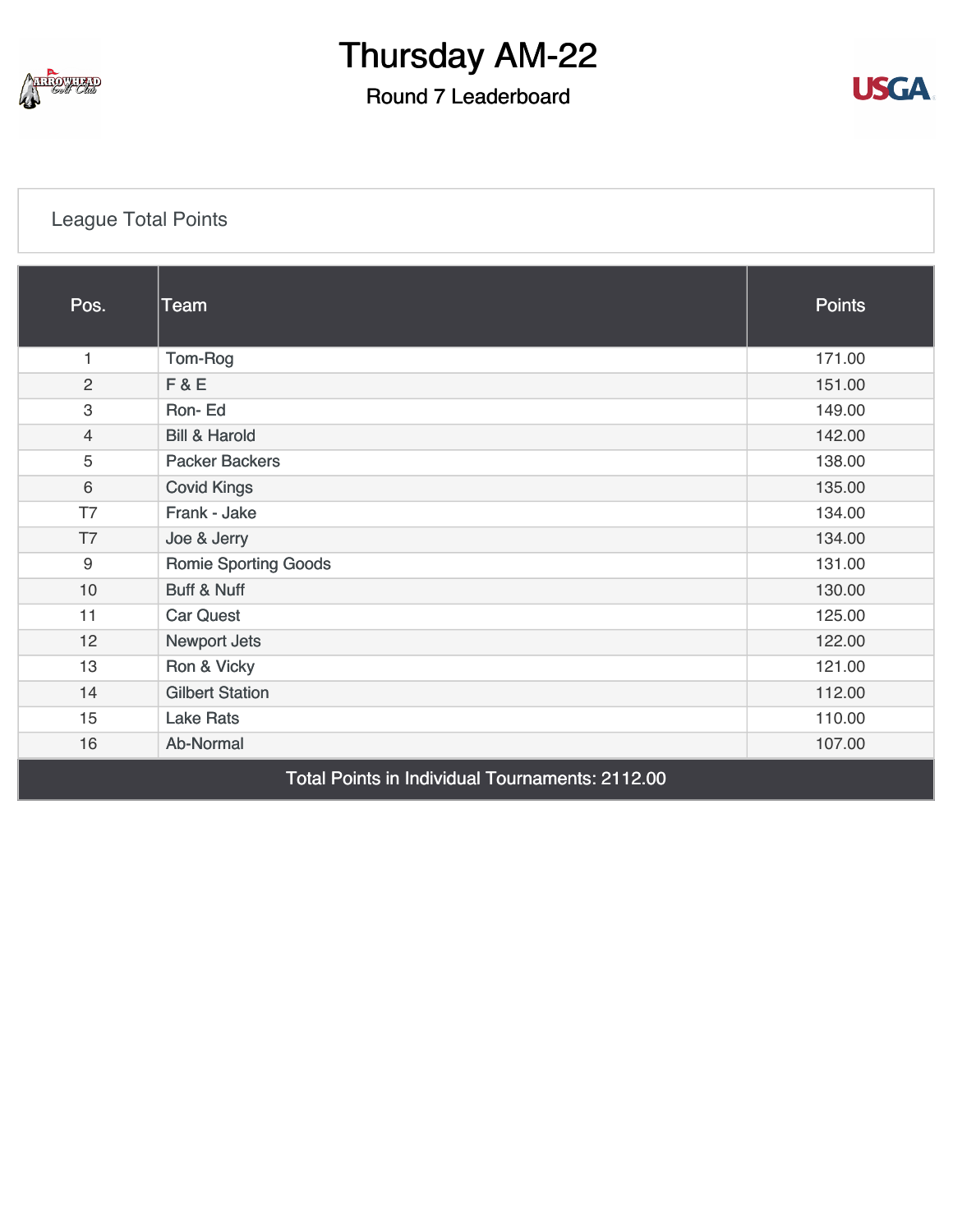# Thursday AM-22

## Round 7 Leaderboard

League Total Points

| Pos. | Team | Points |
|---|---|---|
| 1 | Tom-Rog | 171.00 |
| 2 | F & E | 151.00 |
| 3 | Ron- Ed | 149.00 |
| 4 | Bill & Harold | 142.00 |
| 5 | Packer Backers | 138.00 |
| 6 | Covid Kings | 135.00 |
| T7 | Frank - Jake | 134.00 |
| T7 | Joe & Jerry | 134.00 |
| 9 | Romie Sporting Goods | 131.00 |
| 10 | Buff & Nuff | 130.00 |
| 11 | Car Quest | 125.00 |
| 12 | Newport Jets | 122.00 |
| 13 | Ron & Vicky | 121.00 |
| 14 | Gilbert Station | 112.00 |
| 15 | Lake Rats | 110.00 |
| 16 | Ab-Normal | 107.00 |

Total Points in Individual Tournaments: 2112.00